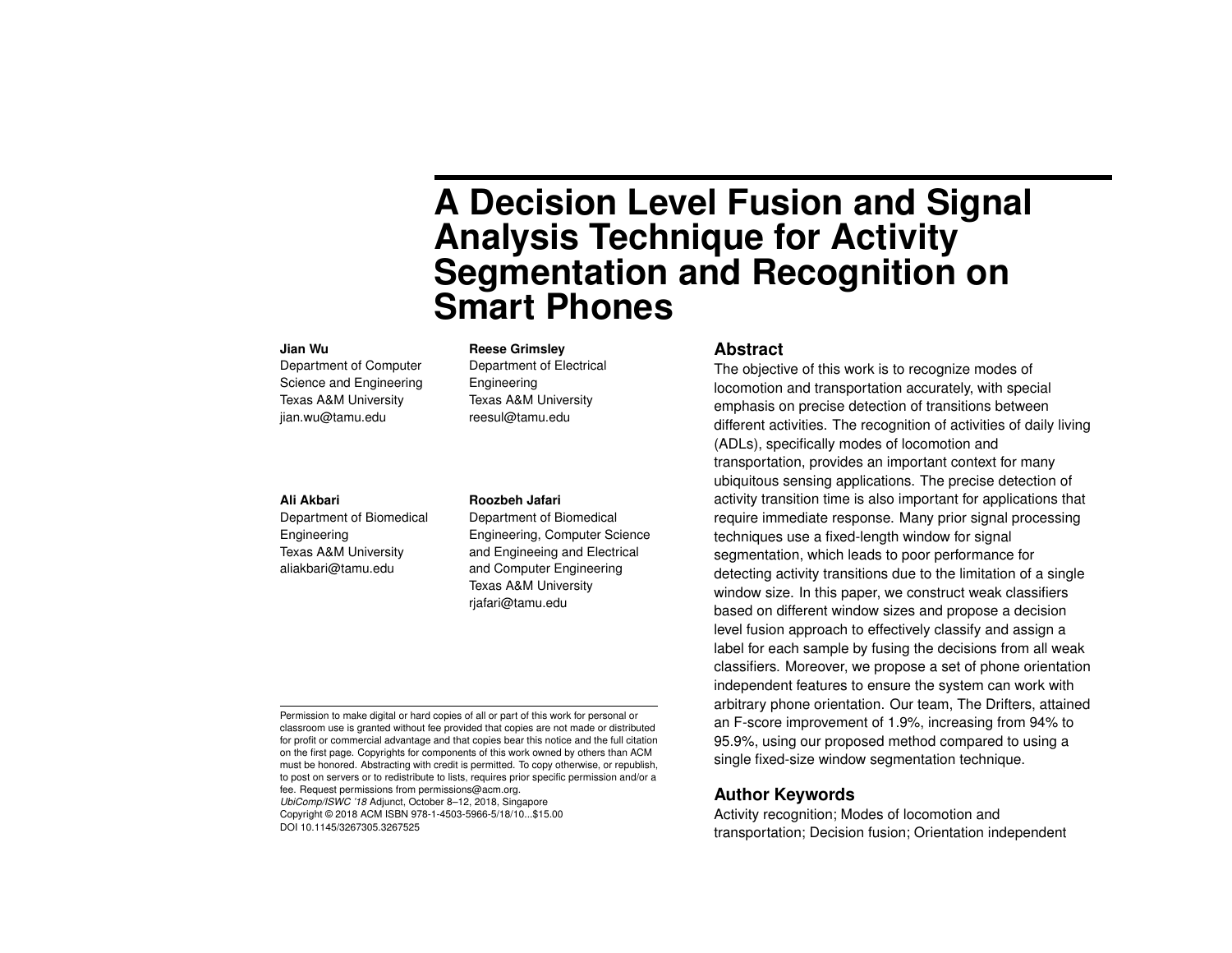# A Decision Level Fusion and Signal Analysis Technique for Activity Segmentation and Recognition on Smart Phones

**Jian Wu**
Department of Computer Science and Engineering
Texas A&M University
jian.wu@tamu.edu

**Reese Grimsley**
Department of Electrical Engineering
Texas A&M University
reesul@tamu.edu

**Ali Akbari**
Department of Biomedical Engineering
Texas A&M University
aliakbari@tamu.edu

**Roozbeh Jafari**
Department of Biomedical Engineering, Computer Science and Engineeing and Electrical and Computer Engineering
Texas A&M University
rjafari@tamu.edu

Permission to make digital or hard copies of all or part of this work for personal or classroom use is granted without fee provided that copies are not made or distributed for profit or commercial advantage and that copies bear this notice and the full citation on the first page. Copyrights for components of this work owned by others than ACM must be honored. Abstracting with credit is permitted. To copy otherwise, or republish, to post on servers or to redistribute to lists, requires prior specific permission and/or a fee. Request permissions from permissions@acm.org.
*UbiComp/ISWC '18* Adjunct, October 8–12, 2018, Singapore
Copyright © 2018 ACM ISBN 978-1-4503-5966-5/18/10...$15.00
DOI 10.1145/3267305.3267525

## Abstract

The objective of this work is to recognize modes of locomotion and transportation accurately, with special emphasis on precise detection of transitions between different activities. The recognition of activities of daily living (ADLs), specifically modes of locomotion and transportation, provides an important context for many ubiquitous sensing applications. The precise detection of activity transition time is also important for applications that require immediate response. Many prior signal processing techniques use a fixed-length window for signal segmentation, which leads to poor performance for detecting activity transitions due to the limitation of a single window size. In this paper, we construct weak classifiers based on different window sizes and propose a decision level fusion approach to effectively classify and assign a label for each sample by fusing the decisions from all weak classifiers. Moreover, we propose a set of phone orientation independent features to ensure the system can work with arbitrary phone orientation. Our team, The Drifters, attained an F-score improvement of 1.9%, increasing from 94% to 95.9%, using our proposed method compared to using a single fixed-size window segmentation technique.

## Author Keywords

Activity recognition; Modes of locomotion and transportation; Decision fusion; Orientation independent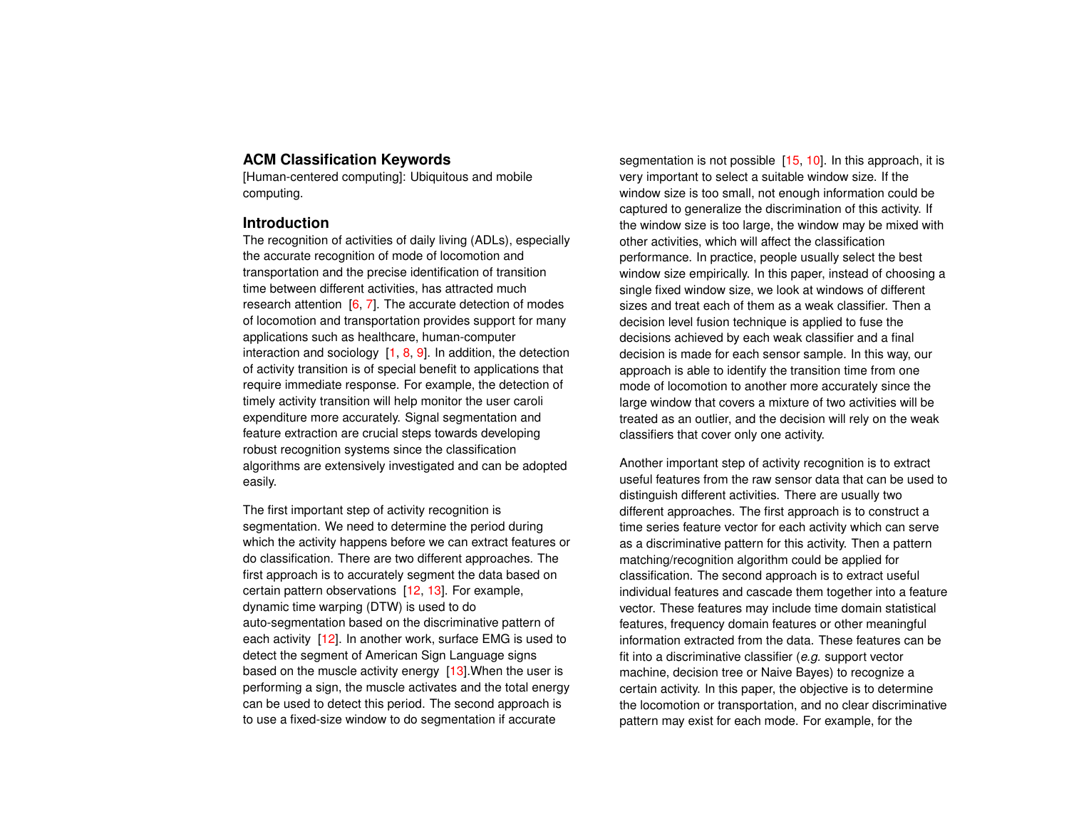## ACM Classification Keywords

[Human-centered computing]: Ubiquitous and mobile computing.

## Introduction

The recognition of activities of daily living (ADLs), especially the accurate recognition of mode of locomotion and transportation and the precise identification of transition time between different activities, has attracted much research attention [6, 7]. The accurate detection of modes of locomotion and transportation provides support for many applications such as healthcare, human-computer interaction and sociology [1, 8, 9]. In addition, the detection of activity transition is of special benefit to applications that require immediate response. For example, the detection of timely activity transition will help monitor the user caroli expenditure more accurately. Signal segmentation and feature extraction are crucial steps towards developing robust recognition systems since the classification algorithms are extensively investigated and can be adopted easily.

The first important step of activity recognition is segmentation. We need to determine the period during which the activity happens before we can extract features or do classification. There are two different approaches. The first approach is to accurately segment the data based on certain pattern observations [12, 13]. For example, dynamic time warping (DTW) is used to do auto-segmentation based on the discriminative pattern of each activity [12]. In another work, surface EMG is used to detect the segment of American Sign Language signs based on the muscle activity energy [13].When the user is performing a sign, the muscle activates and the total energy can be used to detect this period. The second approach is to use a fixed-size window to do segmentation if accurate segmentation is not possible [15, 10]. In this approach, it is very important to select a suitable window size. If the window size is too small, not enough information could be captured to generalize the discrimination of this activity. If the window size is too large, the window may be mixed with other activities, which will affect the classification performance. In practice, people usually select the best window size empirically. In this paper, instead of choosing a single fixed window size, we look at windows of different sizes and treat each of them as a weak classifier. Then a decision level fusion technique is applied to fuse the decisions achieved by each weak classifier and a final decision is made for each sensor sample. In this way, our approach is able to identify the transition time from one mode of locomotion to another more accurately since the large window that covers a mixture of two activities will be treated as an outlier, and the decision will rely on the weak classifiers that cover only one activity.

Another important step of activity recognition is to extract useful features from the raw sensor data that can be used to distinguish different activities. There are usually two different approaches. The first approach is to construct a time series feature vector for each activity which can serve as a discriminative pattern for this activity. Then a pattern matching/recognition algorithm could be applied for classification. The second approach is to extract useful individual features and cascade them together into a feature vector. These features may include time domain statistical features, frequency domain features or other meaningful information extracted from the data. These features can be fit into a discriminative classifier (*e.g.* support vector machine, decision tree or Naive Bayes) to recognize a certain activity. In this paper, the objective is to determine the locomotion or transportation, and no clear discriminative pattern may exist for each mode. For example, for the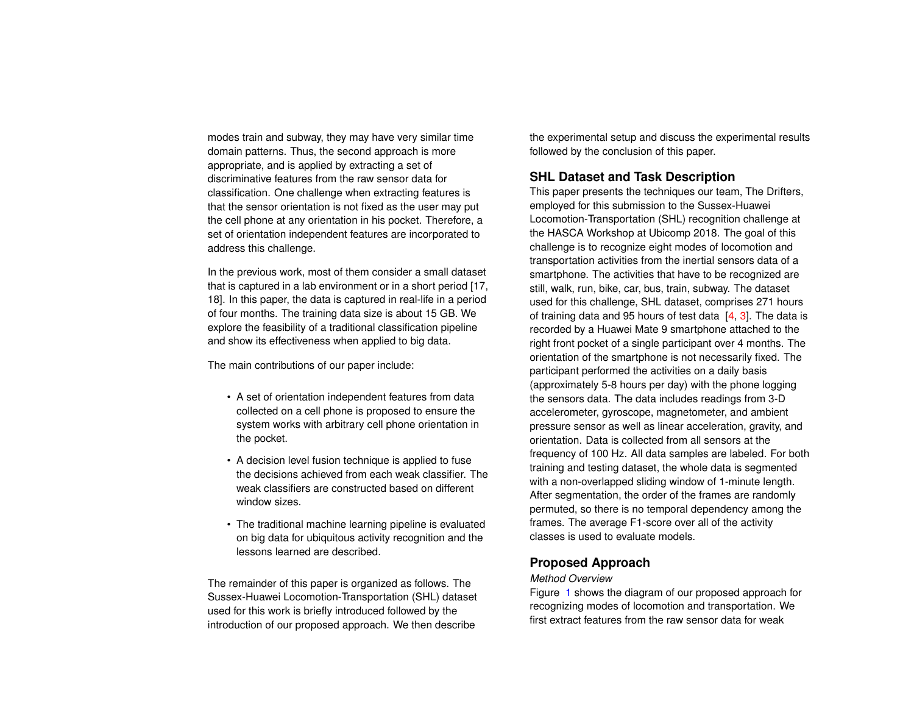modes train and subway, they may have very similar time domain patterns. Thus, the second approach is more appropriate, and is applied by extracting a set of discriminative features from the raw sensor data for classification. One challenge when extracting features is that the sensor orientation is not fixed as the user may put the cell phone at any orientation in his pocket. Therefore, a set of orientation independent features are incorporated to address this challenge.

In the previous work, most of them consider a small dataset that is captured in a lab environment or in a short period [17, 18]. In this paper, the data is captured in real-life in a period of four months. The training data size is about 15 GB. We explore the feasibility of a traditional classification pipeline and show its effectiveness when applied to big data.

The main contributions of our paper include:

- A set of orientation independent features from data collected on a cell phone is proposed to ensure the system works with arbitrary cell phone orientation in the pocket.
- A decision level fusion technique is applied to fuse the decisions achieved from each weak classifier. The weak classifiers are constructed based on different window sizes.
- The traditional machine learning pipeline is evaluated on big data for ubiquitous activity recognition and the lessons learned are described.

The remainder of this paper is organized as follows. The Sussex-Huawei Locomotion-Transportation (SHL) dataset used for this work is briefly introduced followed by the introduction of our proposed approach. We then describe the experimental setup and discuss the experimental results followed by the conclusion of this paper.

## SHL Dataset and Task Description

This paper presents the techniques our team, The Drifters, employed for this submission to the Sussex-Huawei Locomotion-Transportation (SHL) recognition challenge at the HASCA Workshop at Ubicomp 2018. The goal of this challenge is to recognize eight modes of locomotion and transportation activities from the inertial sensors data of a smartphone. The activities that have to be recognized are still, walk, run, bike, car, bus, train, subway. The dataset used for this challenge, SHL dataset, comprises 271 hours of training data and 95 hours of test data [4, 3]. The data is recorded by a Huawei Mate 9 smartphone attached to the right front pocket of a single participant over 4 months. The orientation of the smartphone is not necessarily fixed. The participant performed the activities on a daily basis (approximately 5-8 hours per day) with the phone logging the sensors data. The data includes readings from 3-D accelerometer, gyroscope, magnetometer, and ambient pressure sensor as well as linear acceleration, gravity, and orientation. Data is collected from all sensors at the frequency of 100 Hz. All data samples are labeled. For both training and testing dataset, the whole data is segmented with a non-overlapped sliding window of 1-minute length. After segmentation, the order of the frames are randomly permuted, so there is no temporal dependency among the frames. The average F1-score over all of the activity classes is used to evaluate models.

## Proposed Approach

*Method Overview*

Figure 1 shows the diagram of our proposed approach for recognizing modes of locomotion and transportation. We first extract features from the raw sensor data for weak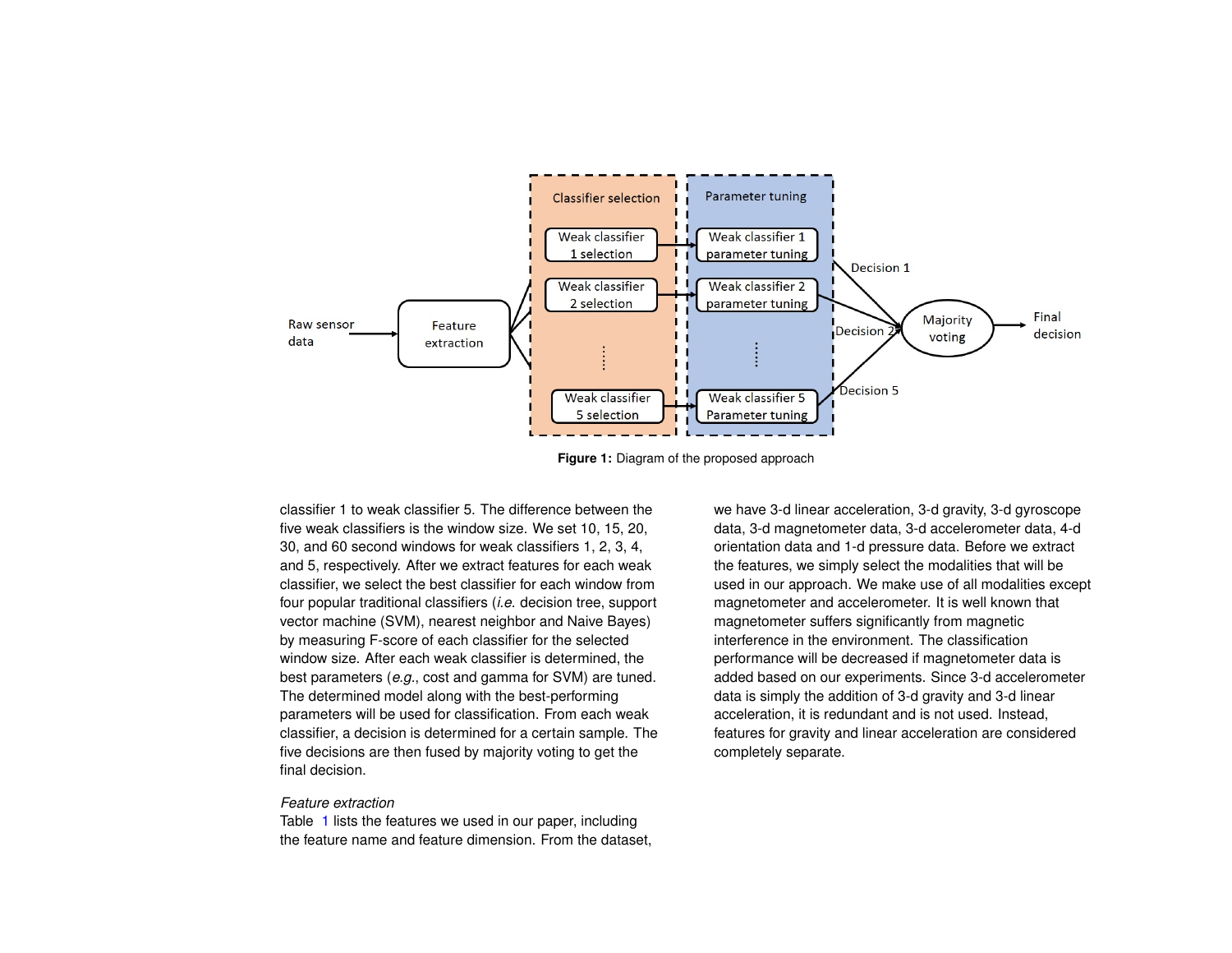**Figure 1:** Diagram of the proposed approach

classifier 1 to weak classifier 5. The difference between the five weak classifiers is the window size. We set 10, 15, 20, 30, and 60 second windows for weak classifiers 1, 2, 3, 4, and 5, respectively. After we extract features for each weak classifier, we select the best classifier for each window from four popular traditional classifiers (*i.e.* decision tree, support vector machine (SVM), nearest neighbor and Naive Bayes) by measuring F-score of each classifier for the selected window size. After each weak classifier is determined, the best parameters (*e.g.*, cost and gamma for SVM) are tuned. The determined model along with the best-performing parameters will be used for classification. From each weak classifier, a decision is determined for a certain sample. The five decisions are then fused by majority voting to get the final decision.

*Feature extraction*

Table 1 lists the features we used in our paper, including the feature name and feature dimension. From the dataset, we have 3-d linear acceleration, 3-d gravity, 3-d gyroscope data, 3-d magnetometer data, 3-d accelerometer data, 4-d orientation data and 1-d pressure data. Before we extract the features, we simply select the modalities that will be used in our approach. We make use of all modalities except magnetometer and accelerometer. It is well known that magnetometer suffers significantly from magnetic interference in the environment. The classification performance will be decreased if magnetometer data is added based on our experiments. Since 3-d accelerometer data is simply the addition of 3-d gravity and 3-d linear acceleration, it is redundant and is not used. Instead, features for gravity and linear acceleration are considered completely separate.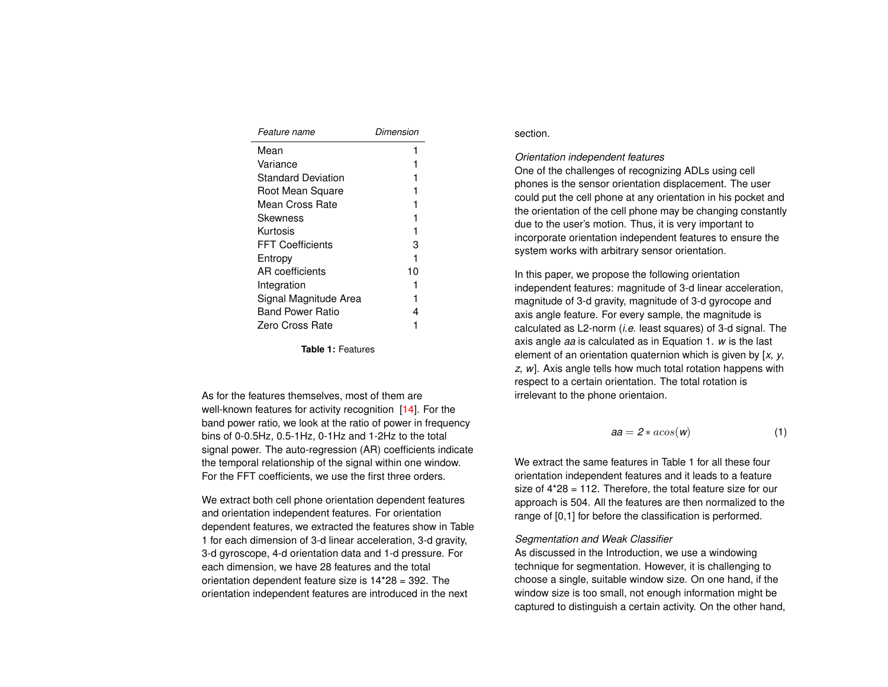| *Feature name* | *Dimension* |
|---|---|
| Mean | 1 |
| Variance | 1 |
| Standard Deviation | 1 |
| Root Mean Square | 1 |
| Mean Cross Rate | 1 |
| Skewness | 1 |
| Kurtosis | 1 |
| FFT Coefficients | 3 |
| Entropy | 1 |
| AR coefficients | 10 |
| Integration | 1 |
| Signal Magnitude Area | 1 |
| Band Power Ratio | 4 |
| Zero Cross Rate | 1 |

**Table 1:** Features

As for the features themselves, most of them are well-known features for activity recognition [14]. For the band power ratio, we look at the ratio of power in frequency bins of 0-0.5Hz, 0.5-1Hz, 0-1Hz and 1-2Hz to the total signal power. The auto-regression (AR) coefficients indicate the temporal relationship of the signal within one window. For the FFT coefficients, we use the first three orders.

We extract both cell phone orientation dependent features and orientation independent features. For orientation dependent features, we extracted the features show in Table 1 for each dimension of 3-d linear acceleration, 3-d gravity, 3-d gyroscope, 4-d orientation data and 1-d pressure. For each dimension, we have 28 features and the total orientation dependent feature size is 14*28 = 392. The orientation independent features are introduced in the next section.

*Orientation independent features*

One of the challenges of recognizing ADLs using cell phones is the sensor orientation displacement. The user could put the cell phone at any orientation in his pocket and the orientation of the cell phone may be changing constantly due to the user's motion. Thus, it is very important to incorporate orientation independent features to ensure the system works with arbitrary sensor orientation.

In this paper, we propose the following orientation independent features: magnitude of 3-d linear acceleration, magnitude of 3-d gravity, magnitude of 3-d gyrocope and axis angle feature. For every sample, the magnitude is calculated as L2-norm (*i.e.* least squares) of 3-d signal. The axis angle $aa$ is calculated as in Equation 1. $w$ is the last element of an orientation quaternion which is given by [$x$, $y$, $z$, $w$]. Axis angle tells how much total rotation happens with respect to a certain orientation. The total rotation is irrelevant to the phone orientaion.

$$aa = 2 * acos(w) \tag{1}$$

We extract the same features in Table 1 for all these four orientation independent features and it leads to a feature size of 4*28 = 112. Therefore, the total feature size for our approach is 504. All the features are then normalized to the range of [0,1] for before the classification is performed.

*Segmentation and Weak Classifier*

As discussed in the Introduction, we use a windowing technique for segmentation. However, it is challenging to choose a single, suitable window size. On one hand, if the window size is too small, not enough information might be captured to distinguish a certain activity. On the other hand,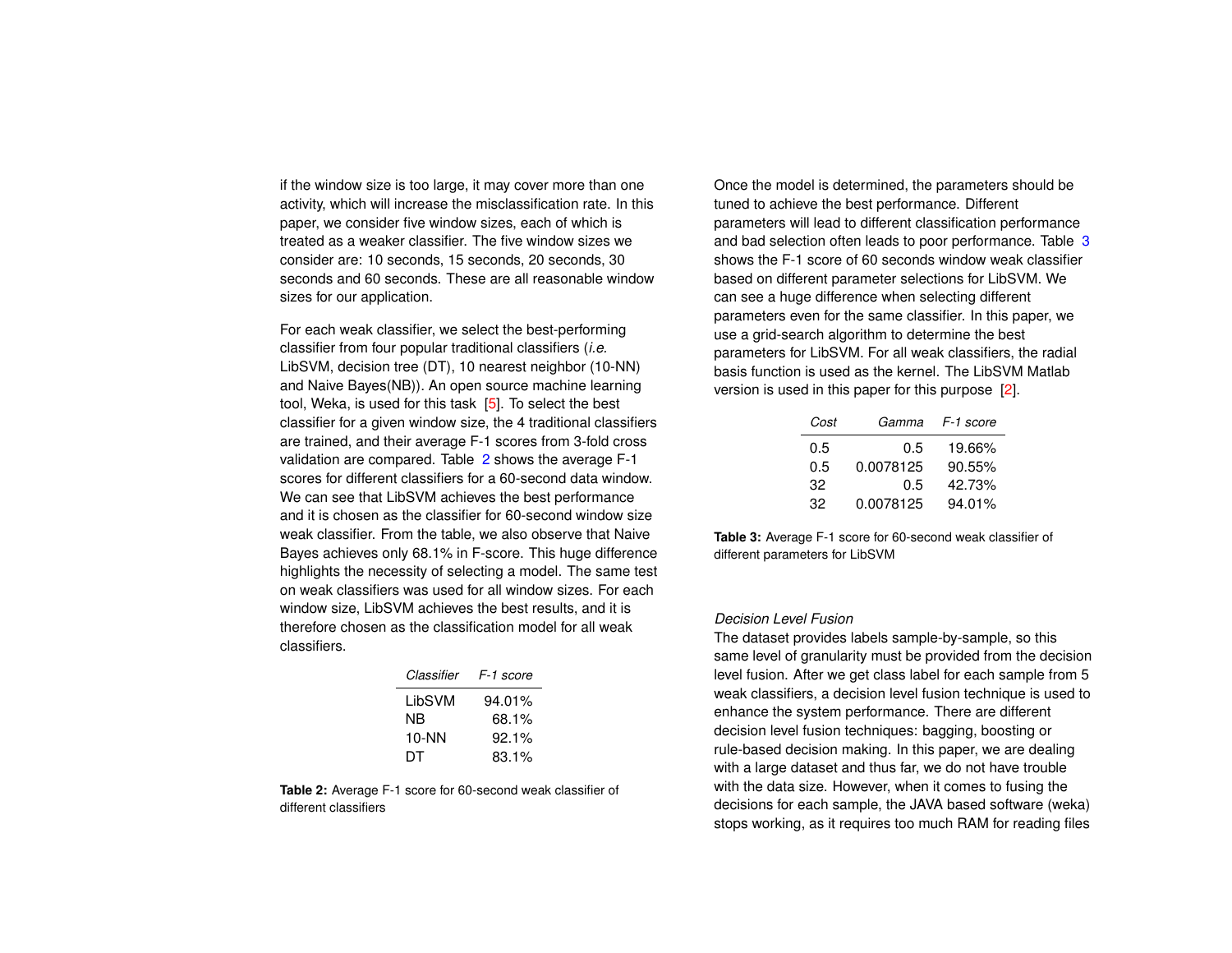if the window size is too large, it may cover more than one activity, which will increase the misclassification rate. In this paper, we consider five window sizes, each of which is treated as a weaker classifier. The five window sizes we consider are: 10 seconds, 15 seconds, 20 seconds, 30 seconds and 60 seconds. These are all reasonable window sizes for our application.

For each weak classifier, we select the best-performing classifier from four popular traditional classifiers (*i.e.* LibSVM, decision tree (DT), 10 nearest neighbor (10-NN) and Naive Bayes(NB)). An open source machine learning tool, Weka, is used for this task [5]. To select the best classifier for a given window size, the 4 traditional classifiers are trained, and their average F-1 scores from 3-fold cross validation are compared. Table 2 shows the average F-1 scores for different classifiers for a 60-second data window. We can see that LibSVM achieves the best performance and it is chosen as the classifier for 60-second window size weak classifier. From the table, we also observe that Naive Bayes achieves only 68.1% in F-score. This huge difference highlights the necessity of selecting a model. The same test on weak classifiers was used for all window sizes. For each window size, LibSVM achieves the best results, and it is therefore chosen as the classification model for all weak classifiers.

| *Classifier* | *F-1 score* |
|---|---|
| LibSVM | 94.01% |
| NB | 68.1% |
| 10-NN | 92.1% |
| DT | 83.1% |

**Table 2:** Average F-1 score for 60-second weak classifier of different classifiers

Once the model is determined, the parameters should be tuned to achieve the best performance. Different parameters will lead to different classification performance and bad selection often leads to poor performance. Table 3 shows the F-1 score of 60 seconds window weak classifier based on different parameter selections for LibSVM. We can see a huge difference when selecting different parameters even for the same classifier. In this paper, we use a grid-search algorithm to determine the best parameters for LibSVM. For all weak classifiers, the radial basis function is used as the kernel. The LibSVM Matlab version is used in this paper for this purpose [2].

| *Cost* | *Gamma* | *F-1 score* |
|---|---|---|
| 0.5 | 0.5 | 19.66% |
| 0.5 | 0.0078125 | 90.55% |
| 32 | 0.5 | 42.73% |
| 32 | 0.0078125 | 94.01% |

**Table 3:** Average F-1 score for 60-second weak classifier of different parameters for LibSVM

*Decision Level Fusion*

The dataset provides labels sample-by-sample, so this same level of granularity must be provided from the decision level fusion. After we get class label for each sample from 5 weak classifiers, a decision level fusion technique is used to enhance the system performance. There are different decision level fusion techniques: bagging, boosting or rule-based decision making. In this paper, we are dealing with a large dataset and thus far, we do not have trouble with the data size. However, when it comes to fusing the decisions for each sample, the JAVA based software (weka) stops working, as it requires too much RAM for reading files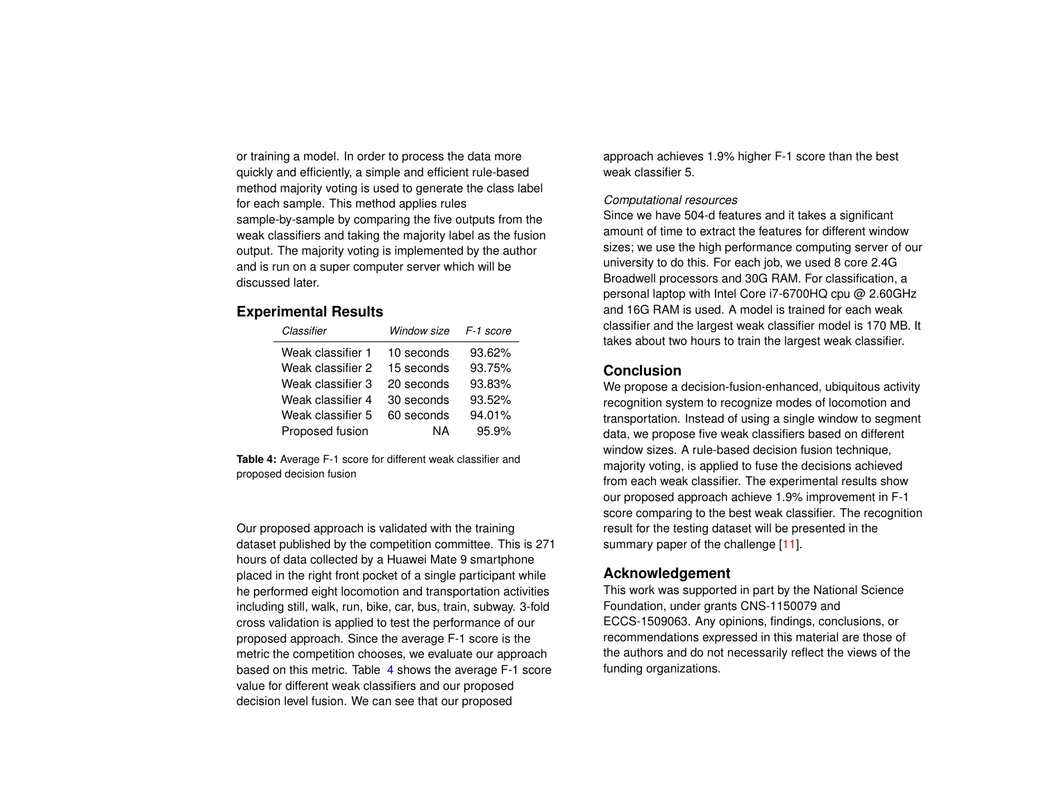or training a model. In order to process the data more quickly and efficiently, a simple and efficient rule-based method majority voting is used to generate the class label for each sample. This method applies rules sample-by-sample by comparing the five outputs from the weak classifiers and taking the majority label as the fusion output. The majority voting is implemented by the author and is run on a super computer server which will be discussed later.

## Experimental Results

| *Classifier* | *Window size* | *F-1 score* |
|---|---|---|
| Weak classifier 1 | 10 seconds | 93.62% |
| Weak classifier 2 | 15 seconds | 93.75% |
| Weak classifier 3 | 20 seconds | 93.83% |
| Weak classifier 4 | 30 seconds | 93.52% |
| Weak classifier 5 | 60 seconds | 94.01% |
| Proposed fusion | NA | 95.9% |

**Table 4:** Average F-1 score for different weak classifier and proposed decision fusion

Our proposed approach is validated with the training dataset published by the competition committee. This is 271 hours of data collected by a Huawei Mate 9 smartphone placed in the right front pocket of a single participant while he performed eight locomotion and transportation activities including still, walk, run, bike, car, bus, train, subway. 3-fold cross validation is applied to test the performance of our proposed approach. Since the average F-1 score is the metric the competition chooses, we evaluate our approach based on this metric. Table 4 shows the average F-1 score value for different weak classifiers and our proposed decision level fusion. We can see that our proposed approach achieves 1.9% higher F-1 score than the best weak classifier 5.

*Computational resources*

Since we have 504-d features and it takes a significant amount of time to extract the features for different window sizes; we use the high performance computing server of our university to do this. For each job, we used 8 core 2.4G Broadwell processors and 30G RAM. For classification, a personal laptop with Intel Core i7-6700HQ cpu @ 2.60GHz and 16G RAM is used. A model is trained for each weak classifier and the largest weak classifier model is 170 MB. It takes about two hours to train the largest weak classifier.

## Conclusion

We propose a decision-fusion-enhanced, ubiquitous activity recognition system to recognize modes of locomotion and transportation. Instead of using a single window to segment data, we propose five weak classifiers based on different window sizes. A rule-based decision fusion technique, majority voting, is applied to fuse the decisions achieved from each weak classifier. The experimental results show our proposed approach achieve 1.9% improvement in F-1 score comparing to the best weak classifier. The recognition result for the testing dataset will be presented in the summary paper of the challenge [11].

## Acknowledgement

This work was supported in part by the National Science Foundation, under grants CNS-1150079 and ECCS-1509063. Any opinions, findings, conclusions, or recommendations expressed in this material are those of the authors and do not necessarily reflect the views of the funding organizations.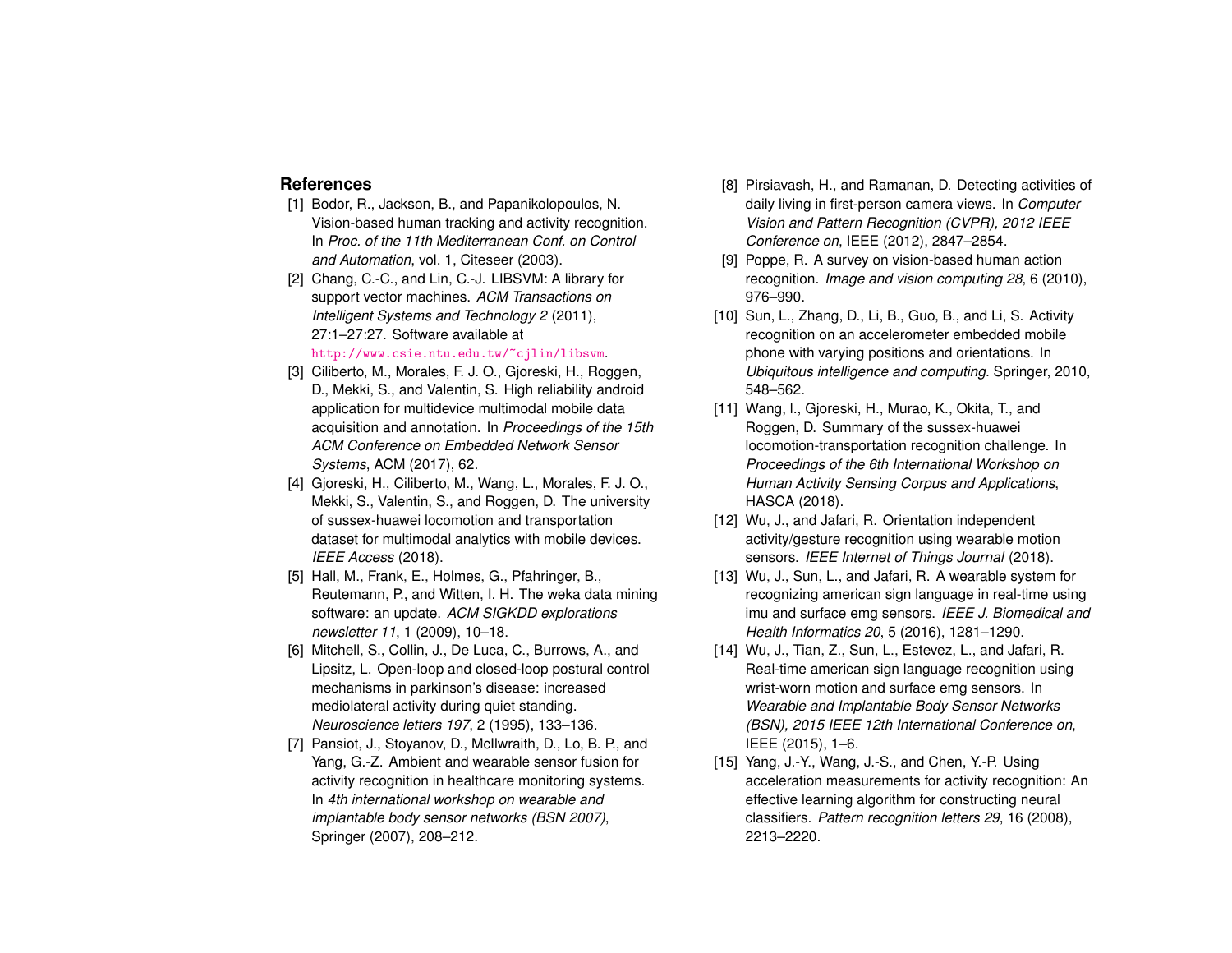## References

[1] Bodor, R., Jackson, B., and Papanikolopoulos, N. Vision-based human tracking and activity recognition. In *Proc. of the 11th Mediterranean Conf. on Control and Automation*, vol. 1, Citeseer (2003).

[2] Chang, C.-C., and Lin, C.-J. LIBSVM: A library for support vector machines. *ACM Transactions on Intelligent Systems and Technology 2* (2011), 27:1–27:27. Software available at http://www.csie.ntu.edu.tw/~cjlin/libsvm.

[3] Ciliberto, M., Morales, F. J. O., Gjoreski, H., Roggen, D., Mekki, S., and Valentin, S. High reliability android application for multidevice multimodal mobile data acquisition and annotation. In *Proceedings of the 15th ACM Conference on Embedded Network Sensor Systems*, ACM (2017), 62.

[4] Gjoreski, H., Ciliberto, M., Wang, L., Morales, F. J. O., Mekki, S., Valentin, S., and Roggen, D. The university of sussex-huawei locomotion and transportation dataset for multimodal analytics with mobile devices. *IEEE Access* (2018).

[5] Hall, M., Frank, E., Holmes, G., Pfahringer, B., Reutemann, P., and Witten, I. H. The weka data mining software: an update. *ACM SIGKDD explorations newsletter 11*, 1 (2009), 10–18.

[6] Mitchell, S., Collin, J., De Luca, C., Burrows, A., and Lipsitz, L. Open-loop and closed-loop postural control mechanisms in parkinson's disease: increased mediolateral activity during quiet standing. *Neuroscience letters 197*, 2 (1995), 133–136.

[7] Pansiot, J., Stoyanov, D., McIlwraith, D., Lo, B. P., and Yang, G.-Z. Ambient and wearable sensor fusion for activity recognition in healthcare monitoring systems. In *4th international workshop on wearable and implantable body sensor networks (BSN 2007)*, Springer (2007), 208–212.

[8] Pirsiavash, H., and Ramanan, D. Detecting activities of daily living in first-person camera views. In *Computer Vision and Pattern Recognition (CVPR), 2012 IEEE Conference on*, IEEE (2012), 2847–2854.

[9] Poppe, R. A survey on vision-based human action recognition. *Image and vision computing 28*, 6 (2010), 976–990.

[10] Sun, L., Zhang, D., Li, B., Guo, B., and Li, S. Activity recognition on an accelerometer embedded mobile phone with varying positions and orientations. In *Ubiquitous intelligence and computing*. Springer, 2010, 548–562.

[11] Wang, l., Gjoreski, H., Murao, K., Okita, T., and Roggen, D. Summary of the sussex-huawei locomotion-transportation recognition challenge. In *Proceedings of the 6th International Workshop on Human Activity Sensing Corpus and Applications*, HASCA (2018).

[12] Wu, J., and Jafari, R. Orientation independent activity/gesture recognition using wearable motion sensors. *IEEE Internet of Things Journal* (2018).

[13] Wu, J., Sun, L., and Jafari, R. A wearable system for recognizing american sign language in real-time using imu and surface emg sensors. *IEEE J. Biomedical and Health Informatics 20*, 5 (2016), 1281–1290.

[14] Wu, J., Tian, Z., Sun, L., Estevez, L., and Jafari, R. Real-time american sign language recognition using wrist-worn motion and surface emg sensors. In *Wearable and Implantable Body Sensor Networks (BSN), 2015 IEEE 12th International Conference on*, IEEE (2015), 1–6.

[15] Yang, J.-Y., Wang, J.-S., and Chen, Y.-P. Using acceleration measurements for activity recognition: An effective learning algorithm for constructing neural classifiers. *Pattern recognition letters 29*, 16 (2008), 2213–2220.